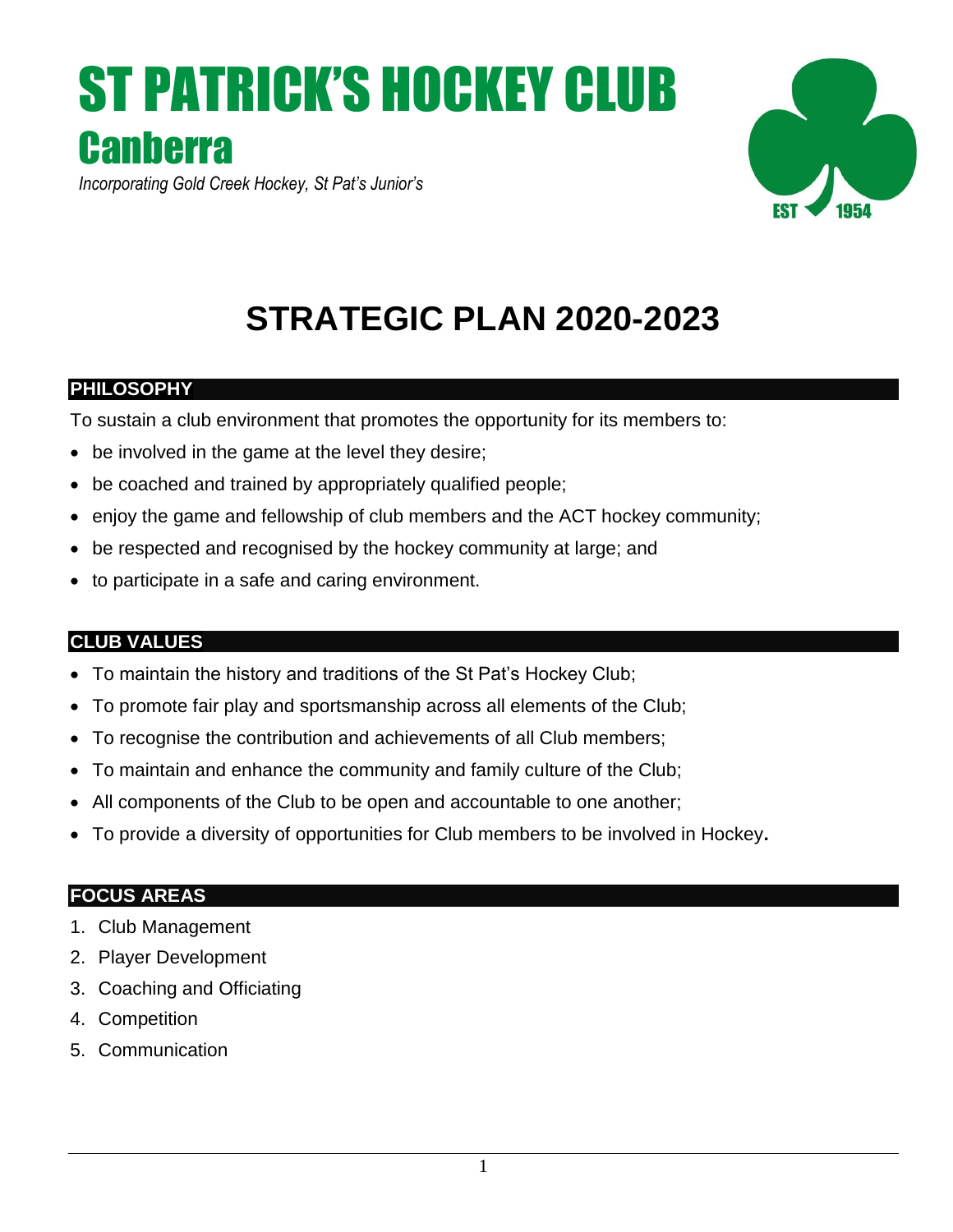# ST PATRICK'S HOCKEY CLUB
## Canberra

*Incorporating Gold Creek Hockey, St Pat's Junior's*

EST 1954

# STRATEGIC PLAN 2020-2023

## PHILOSOPHY

To sustain a club environment that promotes the opportunity for its members to:

- be involved in the game at the level they desire;
- be coached and trained by appropriately qualified people;
- enjoy the game and fellowship of club members and the ACT hockey community;
- be respected and recognised by the hockey community at large; and
- to participate in a safe and caring environment.

## CLUB VALUES

- To maintain the history and traditions of the St Pat's Hockey Club;
- To promote fair play and sportsmanship across all elements of the Club;
- To recognise the contribution and achievements of all Club members;
- To maintain and enhance the community and family culture of the Club;
- All components of the Club to be open and accountable to one another;
- To provide a diversity of opportunities for Club members to be involved in Hockey**.**

## FOCUS AREAS

1. Club Management
2. Player Development
3. Coaching and Officiating
4. Competition
5. Communication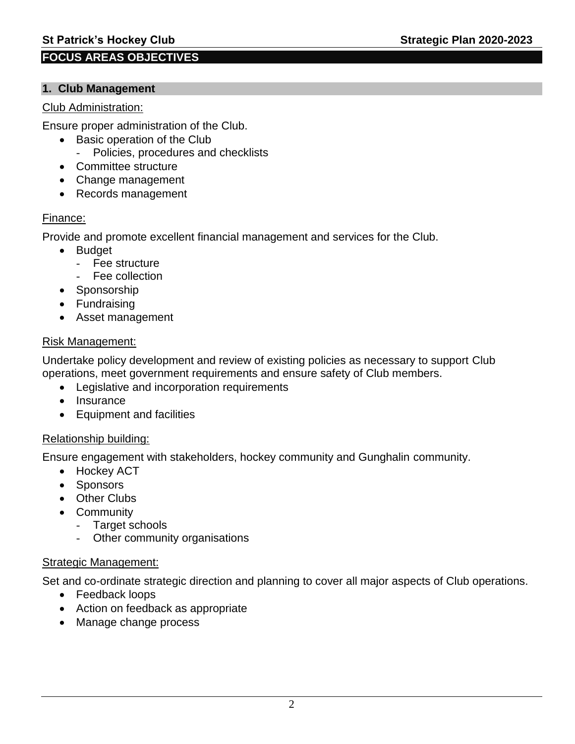## FOCUS AREAS OBJECTIVES

### 1. Club Management

Club Administration:

Ensure proper administration of the Club.

- Basic operation of the Club
  - Policies, procedures and checklists
- Committee structure
- Change management
- Records management

Finance:

Provide and promote excellent financial management and services for the Club.

- Budget
  - Fee structure
  - Fee collection
- Sponsorship
- Fundraising
- Asset management

Risk Management:

Undertake policy development and review of existing policies as necessary to support Club operations, meet government requirements and ensure safety of Club members.

- Legislative and incorporation requirements
- Insurance
- Equipment and facilities

Relationship building:

Ensure engagement with stakeholders, hockey community and Gunghalin community.

- Hockey ACT
- Sponsors
- Other Clubs
- Community
  - Target schools
  - Other community organisations

Strategic Management:

Set and co-ordinate strategic direction and planning to cover all major aspects of Club operations.

- Feedback loops
- Action on feedback as appropriate
- Manage change process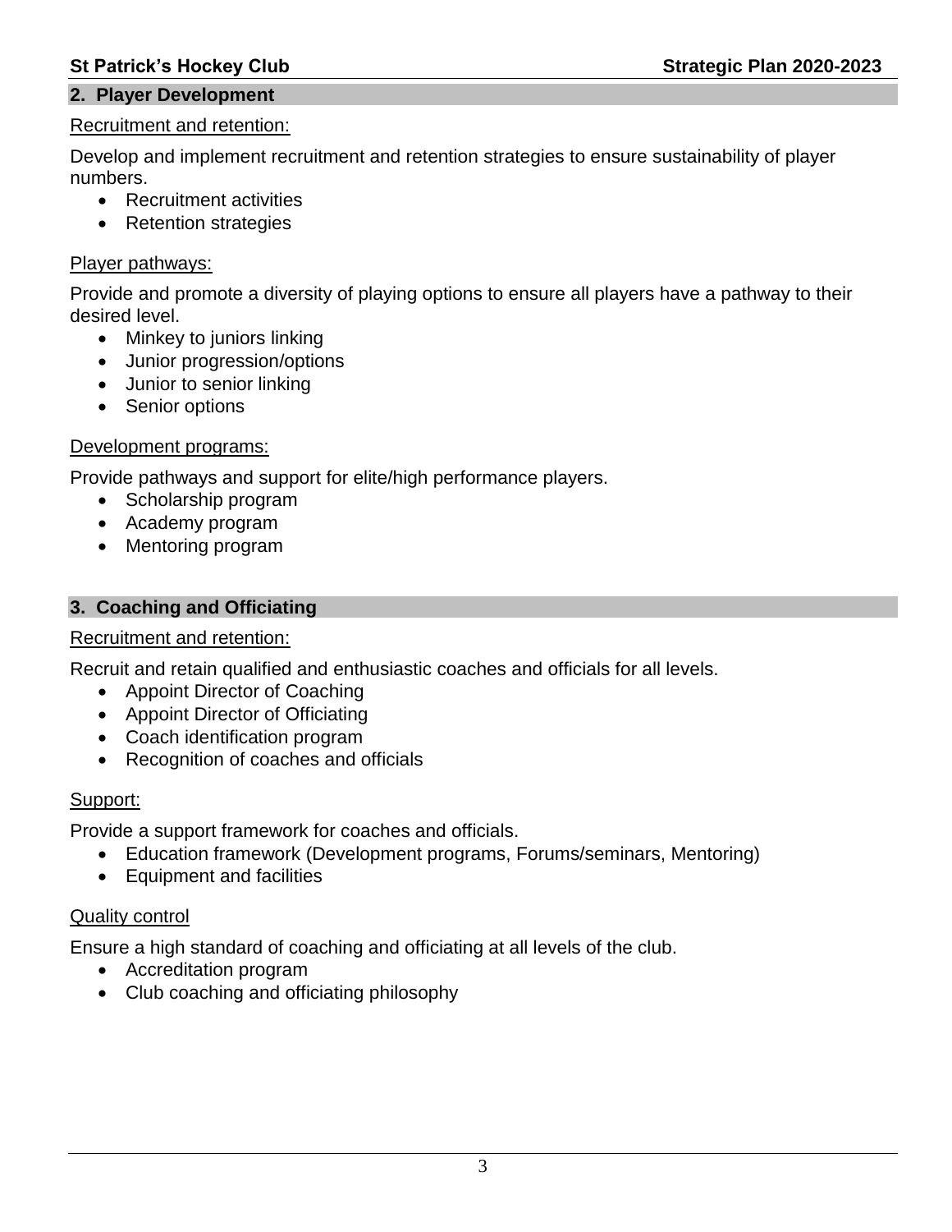## 2. Player Development

Recruitment and retention:

Develop and implement recruitment and retention strategies to ensure sustainability of player numbers.

- Recruitment activities
- Retention strategies

Player pathways:

Provide and promote a diversity of playing options to ensure all players have a pathway to their desired level.

- Minkey to juniors linking
- Junior progression/options
- Junior to senior linking
- Senior options

Development programs:

Provide pathways and support for elite/high performance players.

- Scholarship program
- Academy program
- Mentoring program

## 3. Coaching and Officiating

Recruitment and retention:

Recruit and retain qualified and enthusiastic coaches and officials for all levels.

- Appoint Director of Coaching
- Appoint Director of Officiating
- Coach identification program
- Recognition of coaches and officials

Support:

Provide a support framework for coaches and officials.

- Education framework (Development programs, Forums/seminars, Mentoring)
- Equipment and facilities

Quality control

Ensure a high standard of coaching and officiating at all levels of the club.

- Accreditation program
- Club coaching and officiating philosophy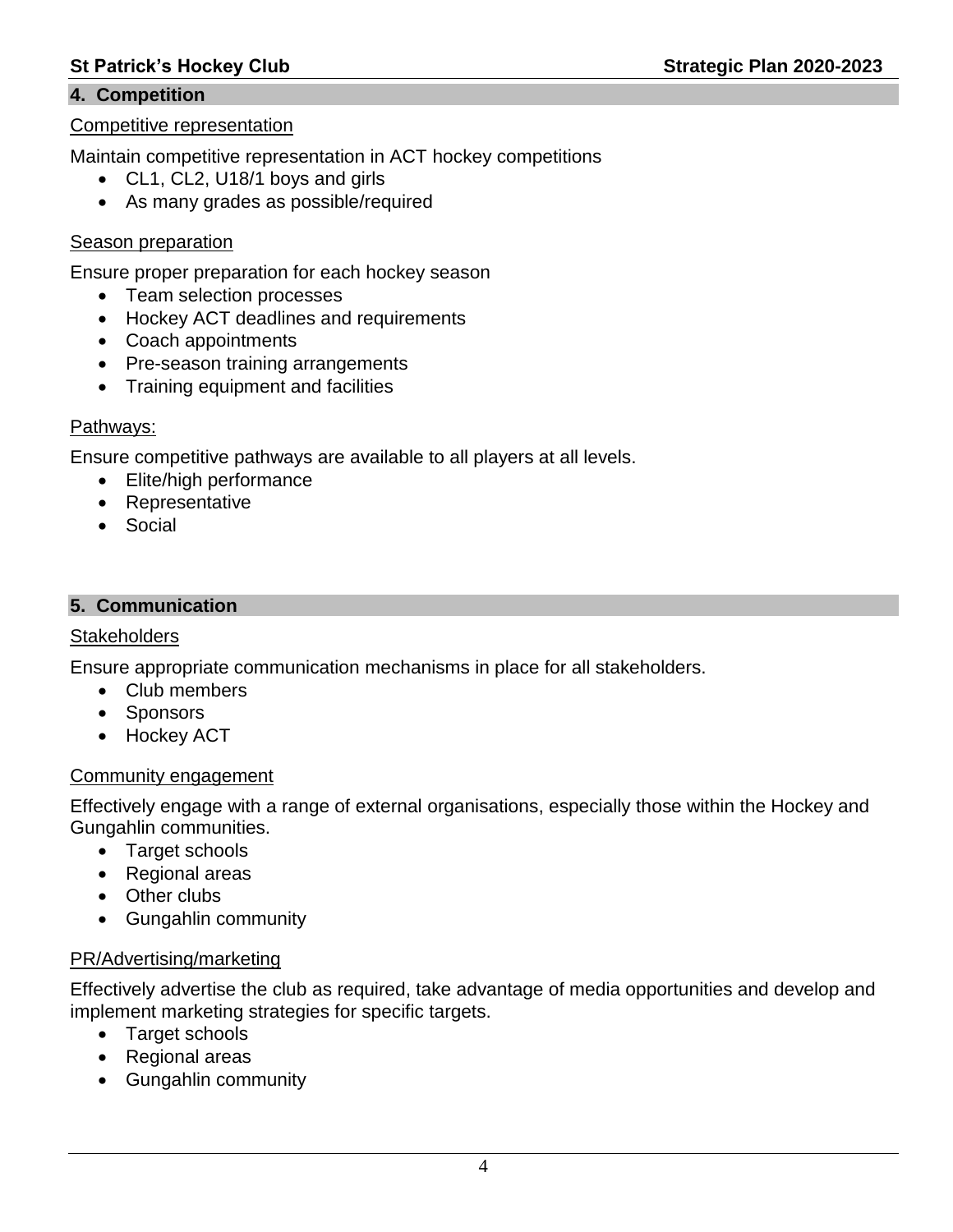## 4. Competition

Competitive representation

Maintain competitive representation in ACT hockey competitions

- CL1, CL2, U18/1 boys and girls
- As many grades as possible/required

Season preparation

Ensure proper preparation for each hockey season

- Team selection processes
- Hockey ACT deadlines and requirements
- Coach appointments
- Pre-season training arrangements
- Training equipment and facilities

Pathways:

Ensure competitive pathways are available to all players at all levels.

- Elite/high performance
- Representative
- Social

## 5. Communication

Stakeholders

Ensure appropriate communication mechanisms in place for all stakeholders.

- Club members
- Sponsors
- Hockey ACT

Community engagement

Effectively engage with a range of external organisations, especially those within the Hockey and Gungahlin communities.

- Target schools
- Regional areas
- Other clubs
- Gungahlin community

PR/Advertising/marketing

Effectively advertise the club as required, take advantage of media opportunities and develop and implement marketing strategies for specific targets.

- Target schools
- Regional areas
- Gungahlin community